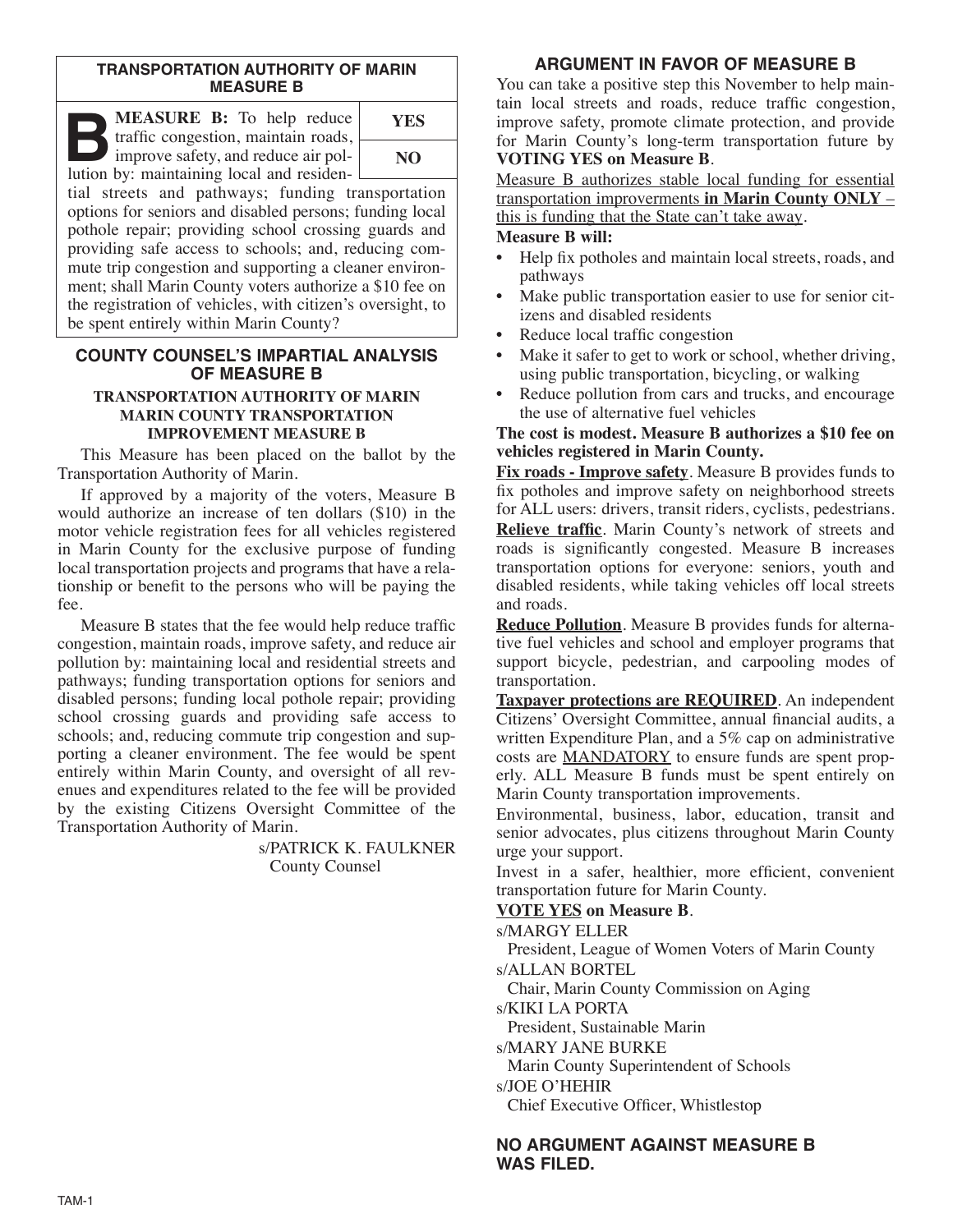## TRANSPORTATION AUTHORITY OF MARIN MEASURE B

| | |
|---|---|
| **B MEASURE B:** To help reduce traffic congestion, maintain roads, improve safety, and reduce air pollution by: maintaining local and residential streets and pathways; funding transportation options for seniors and disabled persons; funding local pothole repair; providing school crossing guards and providing safe access to schools; and, reducing commute trip congestion and supporting a cleaner environment; shall Marin County voters authorize a $10 fee on the registration of vehicles, with citizen's oversight, to be spent entirely within Marin County? | **YES** |
| | **NO** |

## COUNTY COUNSEL'S IMPARTIAL ANALYSIS OF MEASURE B

### TRANSPORTATION AUTHORITY OF MARIN MARIN COUNTY TRANSPORTATION IMPROVEMENT MEASURE B

This Measure has been placed on the ballot by the Transportation Authority of Marin.

If approved by a majority of the voters, Measure B would authorize an increase of ten dollars ($10) in the motor vehicle registration fees for all vehicles registered in Marin County for the exclusive purpose of funding local transportation projects and programs that have a relationship or benefit to the persons who will be paying the fee.

Measure B states that the fee would help reduce traffic congestion, maintain roads, improve safety, and reduce air pollution by: maintaining local and residential streets and pathways; funding transportation options for seniors and disabled persons; funding local pothole repair; providing school crossing guards and providing safe access to schools; and, reducing commute trip congestion and supporting a cleaner environment. The fee would be spent entirely within Marin County, and oversight of all revenues and expenditures related to the fee will be provided by the existing Citizens Oversight Committee of the Transportation Authority of Marin.

s/PATRICK K. FAULKNER
County Counsel

## ARGUMENT IN FAVOR OF MEASURE B

You can take a positive step this November to help maintain local streets and roads, reduce traffic congestion, improve safety, promote climate protection, and provide for Marin County's long-term transportation future by **VOTING YES on Measure B**.

<u>Measure B authorizes stable local funding for essential transportation improverments **in Marin County ONLY** – this is funding that the State can't take away</u>.

**Measure B will:**

- Help fix potholes and maintain local streets, roads, and pathways
- Make public transportation easier to use for senior citizens and disabled residents
- Reduce local traffic congestion
- Make it safer to get to work or school, whether driving, using public transportation, bicycling, or walking
- Reduce pollution from cars and trucks, and encourage the use of alternative fuel vehicles

**The cost is modest. Measure B authorizes a $10 fee on vehicles registered in Marin County.**

**<u>Fix roads - Improve safety</u>**. Measure B provides funds to fix potholes and improve safety on neighborhood streets for ALL users: drivers, transit riders, cyclists, pedestrians.

**<u>Relieve traffic</u>**. Marin County's network of streets and roads is significantly congested. Measure B increases transportation options for everyone: seniors, youth and disabled residents, while taking vehicles off local streets and roads.

**<u>Reduce Pollution</u>**. Measure B provides funds for alternative fuel vehicles and school and employer programs that support bicycle, pedestrian, and carpooling modes of transportation.

**<u>Taxpayer protections are REQUIRED</u>**. An independent Citizens' Oversight Committee, annual financial audits, a written Expenditure Plan, and a 5% cap on administrative costs are <u>MANDATORY</u> to ensure funds are spent properly. ALL Measure B funds must be spent entirely on Marin County transportation improvements.

Environmental, business, labor, education, transit and senior advocates, plus citizens throughout Marin County urge your support.

Invest in a safer, healthier, more efficient, convenient transportation future for Marin County.

**<u>VOTE YES</u> on Measure B**.

s/MARGY ELLER
President, League of Women Voters of Marin County

s/ALLAN BORTEL
Chair, Marin County Commission on Aging

s/KIKI LA PORTA
President, Sustainable Marin

s/MARY JANE BURKE
Marin County Superintendent of Schools

s/JOE O'HEHIR
Chief Executive Officer, Whistlestop

## NO ARGUMENT AGAINST MEASURE B WAS FILED.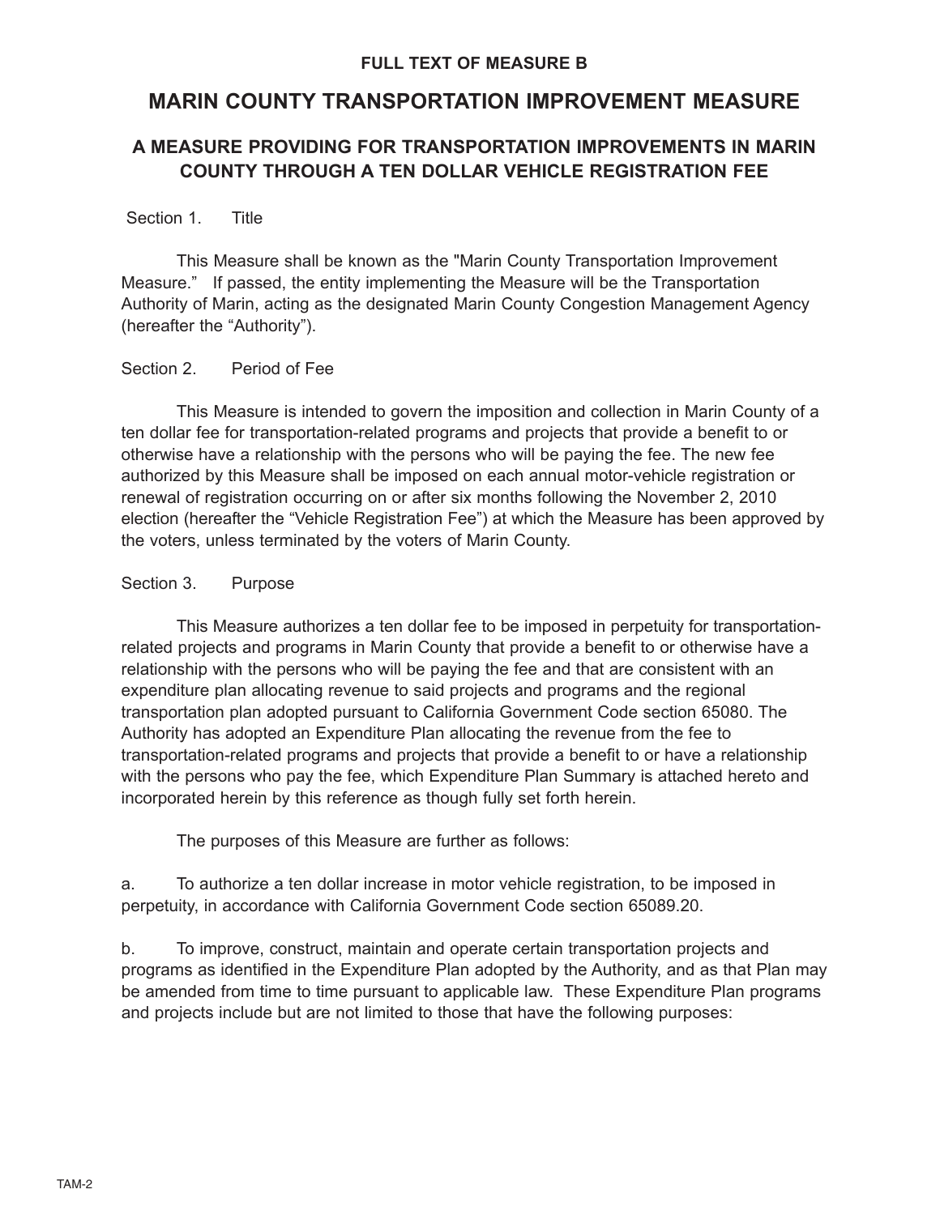**FULL TEXT OF MEASURE B**

# MARIN COUNTY TRANSPORTATION IMPROVEMENT MEASURE

## A MEASURE PROVIDING FOR TRANSPORTATION IMPROVEMENTS IN MARIN COUNTY THROUGH A TEN DOLLAR VEHICLE REGISTRATION FEE

Section 1. Title

This Measure shall be known as the "Marin County Transportation Improvement Measure." If passed, the entity implementing the Measure will be the Transportation Authority of Marin, acting as the designated Marin County Congestion Management Agency (hereafter the "Authority").

Section 2. Period of Fee

This Measure is intended to govern the imposition and collection in Marin County of a ten dollar fee for transportation-related programs and projects that provide a benefit to or otherwise have a relationship with the persons who will be paying the fee. The new fee authorized by this Measure shall be imposed on each annual motor-vehicle registration or renewal of registration occurring on or after six months following the November 2, 2010 election (hereafter the "Vehicle Registration Fee") at which the Measure has been approved by the voters, unless terminated by the voters of Marin County.

Section 3. Purpose

This Measure authorizes a ten dollar fee to be imposed in perpetuity for transportation-related projects and programs in Marin County that provide a benefit to or otherwise have a relationship with the persons who will be paying the fee and that are consistent with an expenditure plan allocating revenue to said projects and programs and the regional transportation plan adopted pursuant to California Government Code section 65080. The Authority has adopted an Expenditure Plan allocating the revenue from the fee to transportation-related programs and projects that provide a benefit to or have a relationship with the persons who pay the fee, which Expenditure Plan Summary is attached hereto and incorporated herein by this reference as though fully set forth herein.

The purposes of this Measure are further as follows:

a. To authorize a ten dollar increase in motor vehicle registration, to be imposed in perpetuity, in accordance with California Government Code section 65089.20.

b. To improve, construct, maintain and operate certain transportation projects and programs as identified in the Expenditure Plan adopted by the Authority, and as that Plan may be amended from time to time pursuant to applicable law. These Expenditure Plan programs and projects include but are not limited to those that have the following purposes: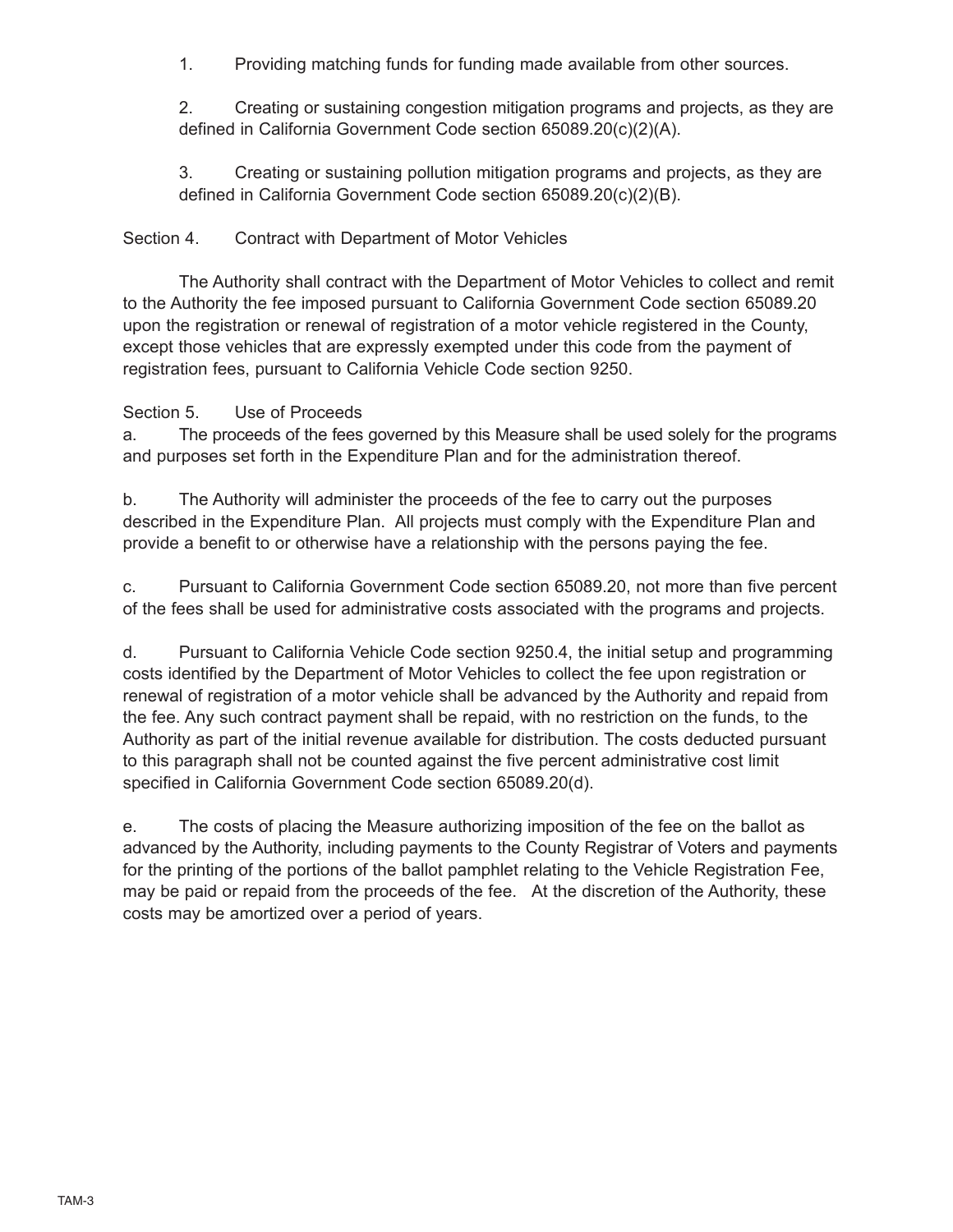1. Providing matching funds for funding made available from other sources.

2. Creating or sustaining congestion mitigation programs and projects, as they are defined in California Government Code section 65089.20(c)(2)(A).

3. Creating or sustaining pollution mitigation programs and projects, as they are defined in California Government Code section 65089.20(c)(2)(B).

Section 4. Contract with Department of Motor Vehicles

The Authority shall contract with the Department of Motor Vehicles to collect and remit to the Authority the fee imposed pursuant to California Government Code section 65089.20 upon the registration or renewal of registration of a motor vehicle registered in the County, except those vehicles that are expressly exempted under this code from the payment of registration fees, pursuant to California Vehicle Code section 9250.

Section 5. Use of Proceeds

a. The proceeds of the fees governed by this Measure shall be used solely for the programs and purposes set forth in the Expenditure Plan and for the administration thereof.

b. The Authority will administer the proceeds of the fee to carry out the purposes described in the Expenditure Plan. All projects must comply with the Expenditure Plan and provide a benefit to or otherwise have a relationship with the persons paying the fee.

c. Pursuant to California Government Code section 65089.20, not more than five percent of the fees shall be used for administrative costs associated with the programs and projects.

d. Pursuant to California Vehicle Code section 9250.4, the initial setup and programming costs identified by the Department of Motor Vehicles to collect the fee upon registration or renewal of registration of a motor vehicle shall be advanced by the Authority and repaid from the fee. Any such contract payment shall be repaid, with no restriction on the funds, to the Authority as part of the initial revenue available for distribution. The costs deducted pursuant to this paragraph shall not be counted against the five percent administrative cost limit specified in California Government Code section 65089.20(d).

e. The costs of placing the Measure authorizing imposition of the fee on the ballot as advanced by the Authority, including payments to the County Registrar of Voters and payments for the printing of the portions of the ballot pamphlet relating to the Vehicle Registration Fee, may be paid or repaid from the proceeds of the fee. At the discretion of the Authority, these costs may be amortized over a period of years.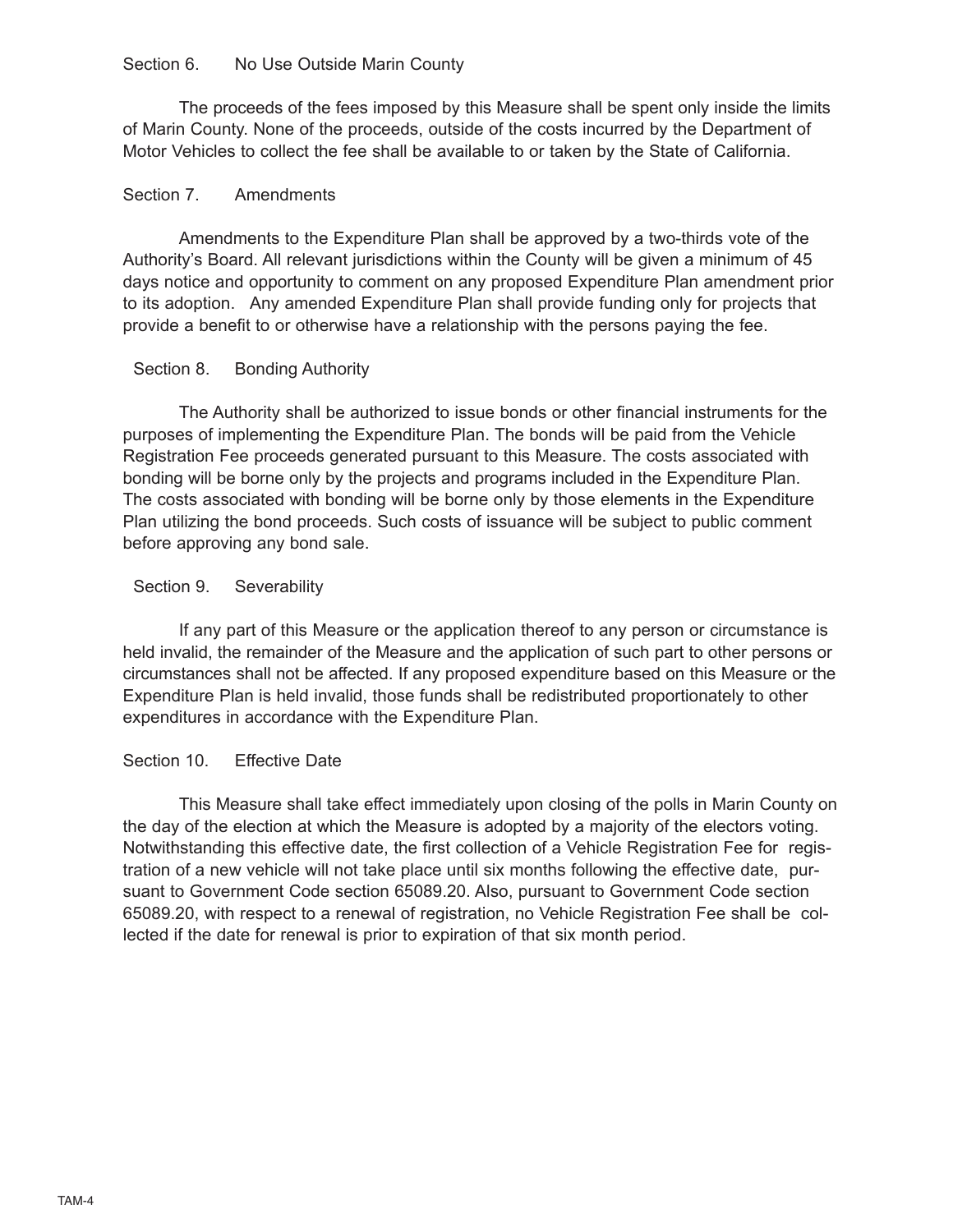## Section 6. No Use Outside Marin County

The proceeds of the fees imposed by this Measure shall be spent only inside the limits of Marin County. None of the proceeds, outside of the costs incurred by the Department of Motor Vehicles to collect the fee shall be available to or taken by the State of California.

## Section 7. Amendments

Amendments to the Expenditure Plan shall be approved by a two-thirds vote of the Authority's Board. All relevant jurisdictions within the County will be given a minimum of 45 days notice and opportunity to comment on any proposed Expenditure Plan amendment prior to its adoption. Any amended Expenditure Plan shall provide funding only for projects that provide a benefit to or otherwise have a relationship with the persons paying the fee.

## Section 8. Bonding Authority

The Authority shall be authorized to issue bonds or other financial instruments for the purposes of implementing the Expenditure Plan. The bonds will be paid from the Vehicle Registration Fee proceeds generated pursuant to this Measure. The costs associated with bonding will be borne only by the projects and programs included in the Expenditure Plan. The costs associated with bonding will be borne only by those elements in the Expenditure Plan utilizing the bond proceeds. Such costs of issuance will be subject to public comment before approving any bond sale.

## Section 9. Severability

If any part of this Measure or the application thereof to any person or circumstance is held invalid, the remainder of the Measure and the application of such part to other persons or circumstances shall not be affected. If any proposed expenditure based on this Measure or the Expenditure Plan is held invalid, those funds shall be redistributed proportionately to other expenditures in accordance with the Expenditure Plan.

## Section 10. Effective Date

This Measure shall take effect immediately upon closing of the polls in Marin County on the day of the election at which the Measure is adopted by a majority of the electors voting. Notwithstanding this effective date, the first collection of a Vehicle Registration Fee for registration of a new vehicle will not take place until six months following the effective date, pursuant to Government Code section 65089.20. Also, pursuant to Government Code section 65089.20, with respect to a renewal of registration, no Vehicle Registration Fee shall be collected if the date for renewal is prior to expiration of that six month period.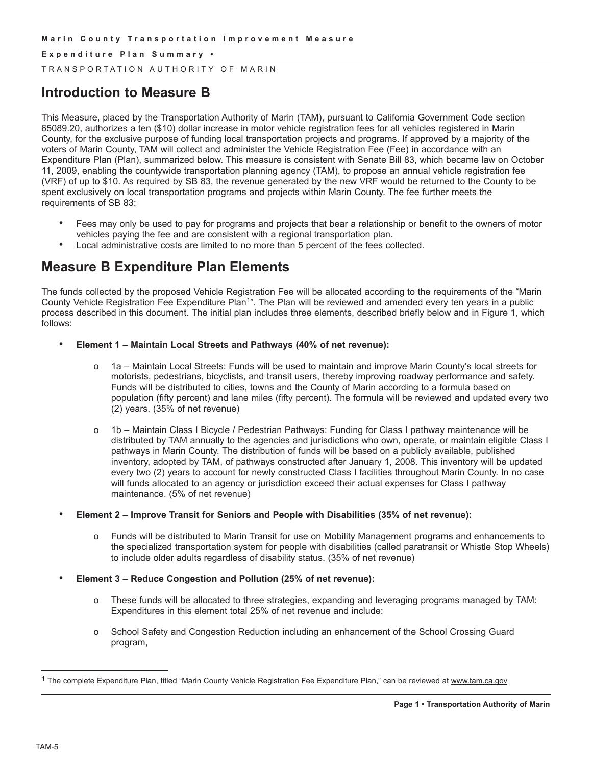## Introduction to Measure B

This Measure, placed by the Transportation Authority of Marin (TAM), pursuant to California Government Code section 65089.20, authorizes a ten ($10) dollar increase in motor vehicle registration fees for all vehicles registered in Marin County, for the exclusive purpose of funding local transportation projects and programs. If approved by a majority of the voters of Marin County, TAM will collect and administer the Vehicle Registration Fee (Fee) in accordance with an Expenditure Plan (Plan), summarized below. This measure is consistent with Senate Bill 83, which became law on October 11, 2009, enabling the countywide transportation planning agency (TAM), to propose an annual vehicle registration fee (VRF) of up to $10. As required by SB 83, the revenue generated by the new VRF would be returned to the County to be spent exclusively on local transportation programs and projects within Marin County. The fee further meets the requirements of SB 83:

- Fees may only be used to pay for programs and projects that bear a relationship or benefit to the owners of motor vehicles paying the fee and are consistent with a regional transportation plan.
- Local administrative costs are limited to no more than 5 percent of the fees collected.

## Measure B Expenditure Plan Elements

The funds collected by the proposed Vehicle Registration Fee will be allocated according to the requirements of the "Marin County Vehicle Registration Fee Expenditure Plan[1]". The Plan will be reviewed and amended every ten years in a public process described in this document. The initial plan includes three elements, described briefly below and in Figure 1, which follows:

- **Element 1 – Maintain Local Streets and Pathways (40% of net revenue):**
  - 1a – Maintain Local Streets: Funds will be used to maintain and improve Marin County's local streets for motorists, pedestrians, bicyclists, and transit users, thereby improving roadway performance and safety. Funds will be distributed to cities, towns and the County of Marin according to a formula based on population (fifty percent) and lane miles (fifty percent). The formula will be reviewed and updated every two (2) years. (35% of net revenue)
  - 1b – Maintain Class I Bicycle / Pedestrian Pathways: Funding for Class I pathway maintenance will be distributed by TAM annually to the agencies and jurisdictions who own, operate, or maintain eligible Class I pathways in Marin County. The distribution of funds will be based on a publicly available, published inventory, adopted by TAM, of pathways constructed after January 1, 2008. This inventory will be updated every two (2) years to account for newly constructed Class I facilities throughout Marin County. In no case will funds allocated to an agency or jurisdiction exceed their actual expenses for Class I pathway maintenance. (5% of net revenue)
- **Element 2 – Improve Transit for Seniors and People with Disabilities (35% of net revenue):**
  - Funds will be distributed to Marin Transit for use on Mobility Management programs and enhancements to the specialized transportation system for people with disabilities (called paratransit or Whistle Stop Wheels) to include older adults regardless of disability status. (35% of net revenue)
- **Element 3 – Reduce Congestion and Pollution (25% of net revenue):**
  - These funds will be allocated to three strategies, expanding and leveraging programs managed by TAM: Expenditures in this element total 25% of net revenue and include:
  - School Safety and Congestion Reduction including an enhancement of the School Crossing Guard program,

[1] The complete Expenditure Plan, titled "Marin County Vehicle Registration Fee Expenditure Plan," can be reviewed at www.tam.ca.gov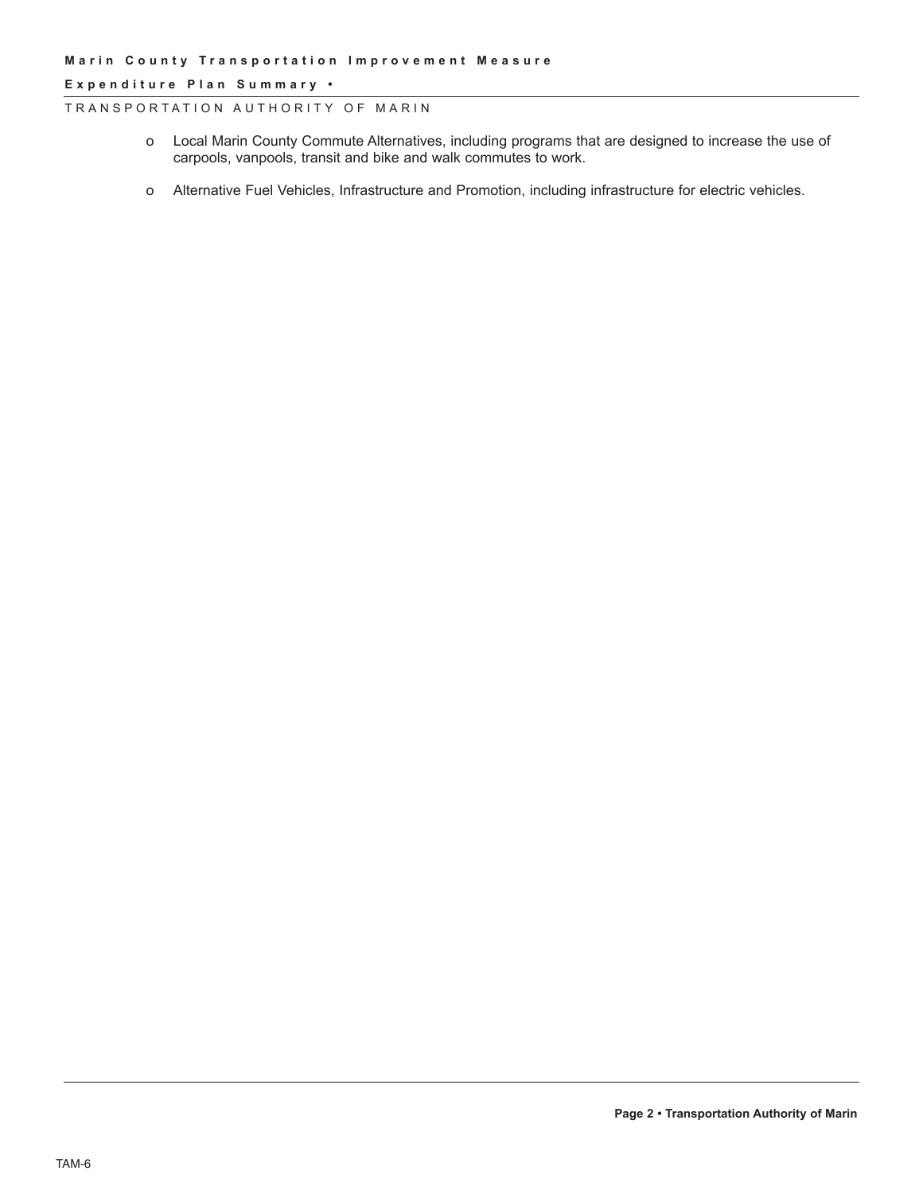- Local Marin County Commute Alternatives, including programs that are designed to increase the use of carpools, vanpools, transit and bike and walk commutes to work.

- Alternative Fuel Vehicles, Infrastructure and Promotion, including infrastructure for electric vehicles.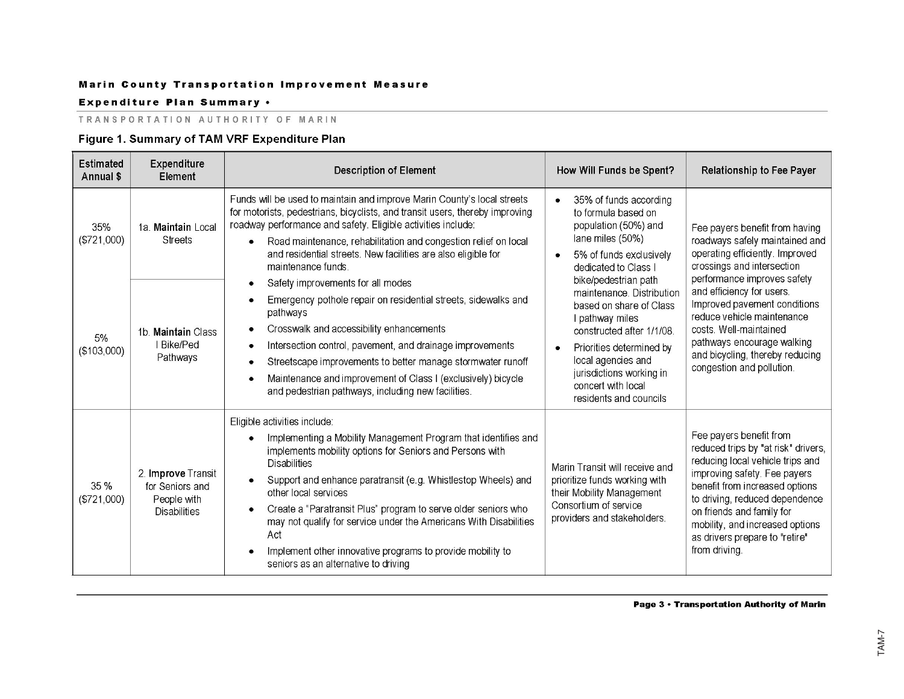### Figure 1. Summary of TAM VRF Expenditure Plan

| Estimated Annual $ | Expenditure Element | Description of Element | How Will Funds be Spent? | Relationship to Fee Payer |
|---|---|---|---|---|
| 35% ($721,000) | 1a. **Maintain** Local Streets | Funds will be used to maintain and improve Marin County's local streets for motorists, pedestrians, bicyclists, and transit users, thereby improving roadway performance and safety. Eligible activities include: <br>• Road maintenance, rehabilitation and congestion relief on local and residential streets. New facilities are also eligible for maintenance funds. <br>• Safety improvements for all modes <br>• Emergency pothole repair on residential streets, sidewalks and pathways <br>• Crosswalk and accessibility enhancements <br>• Intersection control, pavement, and drainage improvements <br>• Streetscape improvements to better manage stormwater runoff <br>• Maintenance and improvement of Class I (exclusively) bicycle and pedestrian pathways, including new facilities. | • 35% of funds according to formula based on population (50%) and lane miles (50%) <br>• 5% of funds exclusively dedicated to Class I bike/pedestrian path maintenance. Distribution based on share of Class I pathway miles constructed after 1/1/08. <br>• Priorities determined by local agencies and jurisdictions working in concert with local residents and councils | Fee payers benefit from having roadways safely maintained and operating efficiently. Improved crossings and intersection performance improves safety and efficiency for users. Improved pavement conditions reduce vehicle maintenance costs. Well-maintained pathways encourage walking and bicycling, thereby reducing congestion and pollution. |
| 5% ($103,000) | 1b. **Maintain** Class I Bike/Ped Pathways | | | |
| 35 % ($721,000) | 2. **Improve** Transit for Seniors and People with Disabilities | Eligible activities include: <br>• Implementing a Mobility Management Program that identifies and implements mobility options for Seniors and Persons with Disabilities <br>• Support and enhance paratransit (e.g. Whistlestop Wheels) and other local services <br>• Create a "Paratransit Plus" program to serve older seniors who may not qualify for service under the Americans With Disabilities Act <br>• Implement other innovative programs to provide mobility to seniors as an alternative to driving | Marin Transit will receive and prioritize funds working with their Mobility Management Consortium of service providers and stakeholders. | Fee payers benefit from reduced trips by "at risk" drivers, reducing local vehicle trips and improving safety. Fee payers benefit from increased options to driving, reduced dependence on friends and family for mobility, and increased options as drivers prepare to "retire" from driving. |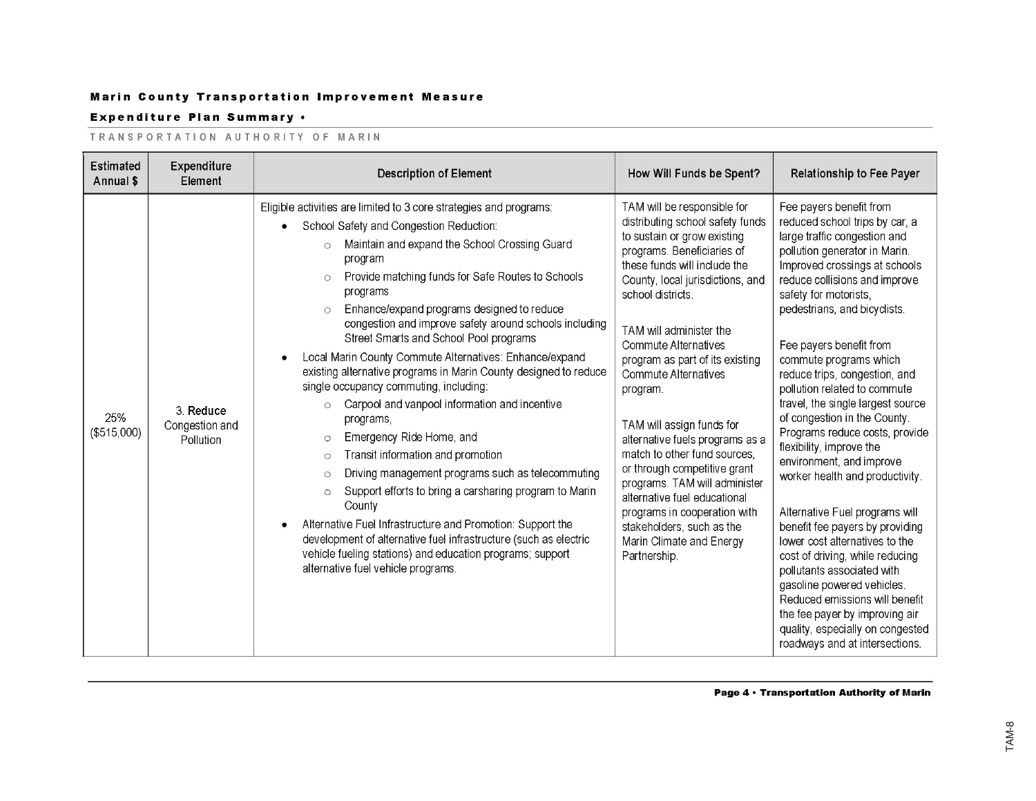**Marin County Transportation Improvement Measure**

**Expenditure Plan Summary •**

TRANSPORTATION AUTHORITY OF MARIN

| Estimated Annual $ | Expenditure Element | Description of Element | How Will Funds be Spent? | Relationship to Fee Payer |
|---|---|---|---|---|
| 25% ($515,000) | 3. **Reduce** Congestion and Pollution | Eligible activities are limited to 3 core strategies and programs:<br>• School Safety and Congestion Reduction:<br>  ○ Maintain and expand the School Crossing Guard program<br>  ○ Provide matching funds for Safe Routes to Schools programs<br>  ○ Enhance/expand programs designed to reduce congestion and improve safety around schools including Street Smarts and School Pool programs<br>• Local Marin County Commute Alternatives: Enhance/expand existing alternative programs in Marin County designed to reduce single occupancy commuting, including:<br>  ○ Carpool and vanpool information and incentive programs,<br>  ○ Emergency Ride Home, and<br>  ○ Transit information and promotion<br>  ○ Driving management programs such as telecommuting<br>  ○ Support efforts to bring a carsharing program to Marin County<br>• Alternative Fuel Infrastructure and Promotion: Support the development of alternative fuel infrastructure (such as electric vehicle fueling stations) and education programs; support alternative fuel vehicle programs. | TAM will be responsible for distributing school safety funds to sustain or grow existing programs. Beneficiaries of these funds will include the County, local jurisdictions, and school districts.<br><br>TAM will administer the Commute Alternatives program as part of its existing Commute Alternatives program.<br><br>TAM will assign funds for alternative fuels programs as a match to other fund sources, or through competitive grant programs. TAM will administer alternative fuel educational programs in cooperation with stakeholders, such as the Marin Climate and Energy Partnership. | Fee payers benefit from reduced school trips by car, a large traffic congestion and pollution generator in Marin. Improved crossings at schools reduce collisions and improve safety for motorists, pedestrians, and bicyclists.<br><br>Fee payers benefit from commute programs which reduce trips, congestion, and pollution related to commute travel, the single largest source of congestion in the County. Programs reduce costs, provide flexibility, improve the environment, and improve worker health and productivity.<br><br>Alternative Fuel programs will benefit fee payers by providing lower cost alternatives to the cost of driving, while reducing pollutants associated with gasoline powered vehicles. Reduced emissions will benefit the fee payer by improving air quality, especially on congested roadways and at intersections. |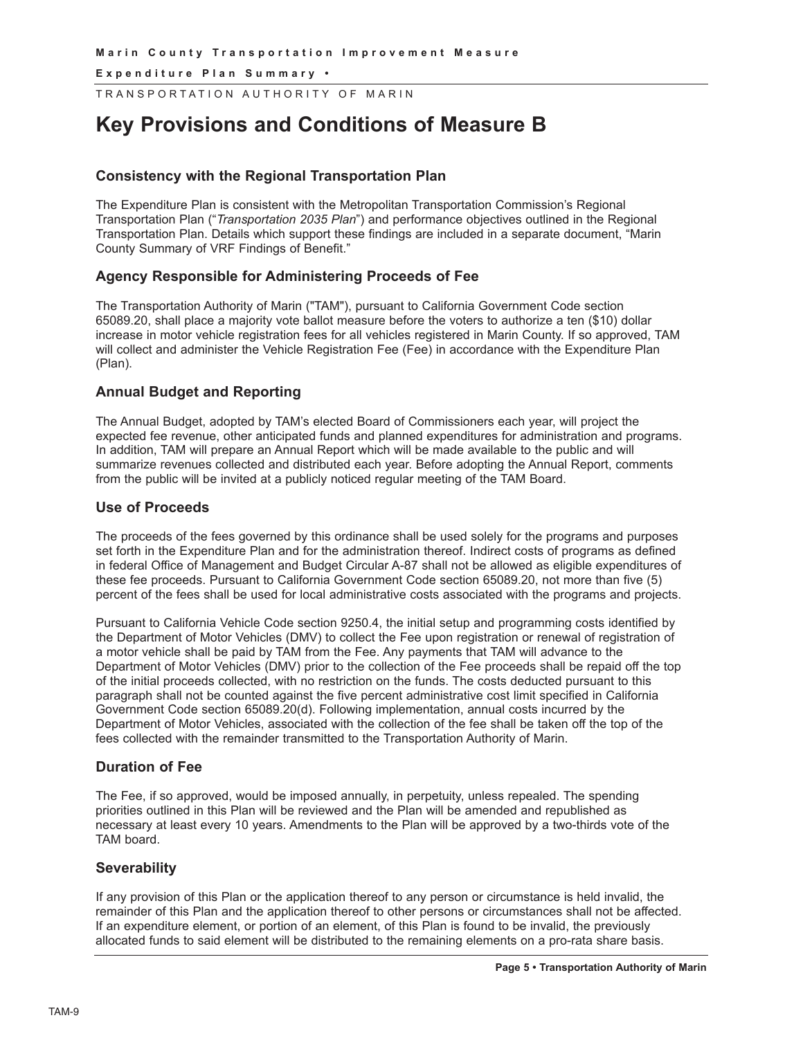# Key Provisions and Conditions of Measure B

### Consistency with the Regional Transportation Plan

The Expenditure Plan is consistent with the Metropolitan Transportation Commission's Regional Transportation Plan ("*Transportation 2035 Plan*") and performance objectives outlined in the Regional Transportation Plan. Details which support these findings are included in a separate document, "Marin County Summary of VRF Findings of Benefit."

### Agency Responsible for Administering Proceeds of Fee

The Transportation Authority of Marin ("TAM"), pursuant to California Government Code section 65089.20, shall place a majority vote ballot measure before the voters to authorize a ten ($10) dollar increase in motor vehicle registration fees for all vehicles registered in Marin County. If so approved, TAM will collect and administer the Vehicle Registration Fee (Fee) in accordance with the Expenditure Plan (Plan).

### Annual Budget and Reporting

The Annual Budget, adopted by TAM's elected Board of Commissioners each year, will project the expected fee revenue, other anticipated funds and planned expenditures for administration and programs. In addition, TAM will prepare an Annual Report which will be made available to the public and will summarize revenues collected and distributed each year. Before adopting the Annual Report, comments from the public will be invited at a publicly noticed regular meeting of the TAM Board.

### Use of Proceeds

The proceeds of the fees governed by this ordinance shall be used solely for the programs and purposes set forth in the Expenditure Plan and for the administration thereof. Indirect costs of programs as defined in federal Office of Management and Budget Circular A-87 shall not be allowed as eligible expenditures of these fee proceeds. Pursuant to California Government Code section 65089.20, not more than five (5) percent of the fees shall be used for local administrative costs associated with the programs and projects.

Pursuant to California Vehicle Code section 9250.4, the initial setup and programming costs identified by the Department of Motor Vehicles (DMV) to collect the Fee upon registration or renewal of registration of a motor vehicle shall be paid by TAM from the Fee. Any payments that TAM will advance to the Department of Motor Vehicles (DMV) prior to the collection of the Fee proceeds shall be repaid off the top of the initial proceeds collected, with no restriction on the funds. The costs deducted pursuant to this paragraph shall not be counted against the five percent administrative cost limit specified in California Government Code section 65089.20(d). Following implementation, annual costs incurred by the Department of Motor Vehicles, associated with the collection of the fee shall be taken off the top of the fees collected with the remainder transmitted to the Transportation Authority of Marin.

### Duration of Fee

The Fee, if so approved, would be imposed annually, in perpetuity, unless repealed. The spending priorities outlined in this Plan will be reviewed and the Plan will be amended and republished as necessary at least every 10 years. Amendments to the Plan will be approved by a two-thirds vote of the TAM board.

### Severability

If any provision of this Plan or the application thereof to any person or circumstance is held invalid, the remainder of this Plan and the application thereof to other persons or circumstances shall not be affected. If an expenditure element, or portion of an element, of this Plan is found to be invalid, the previously allocated funds to said element will be distributed to the remaining elements on a pro-rata share basis.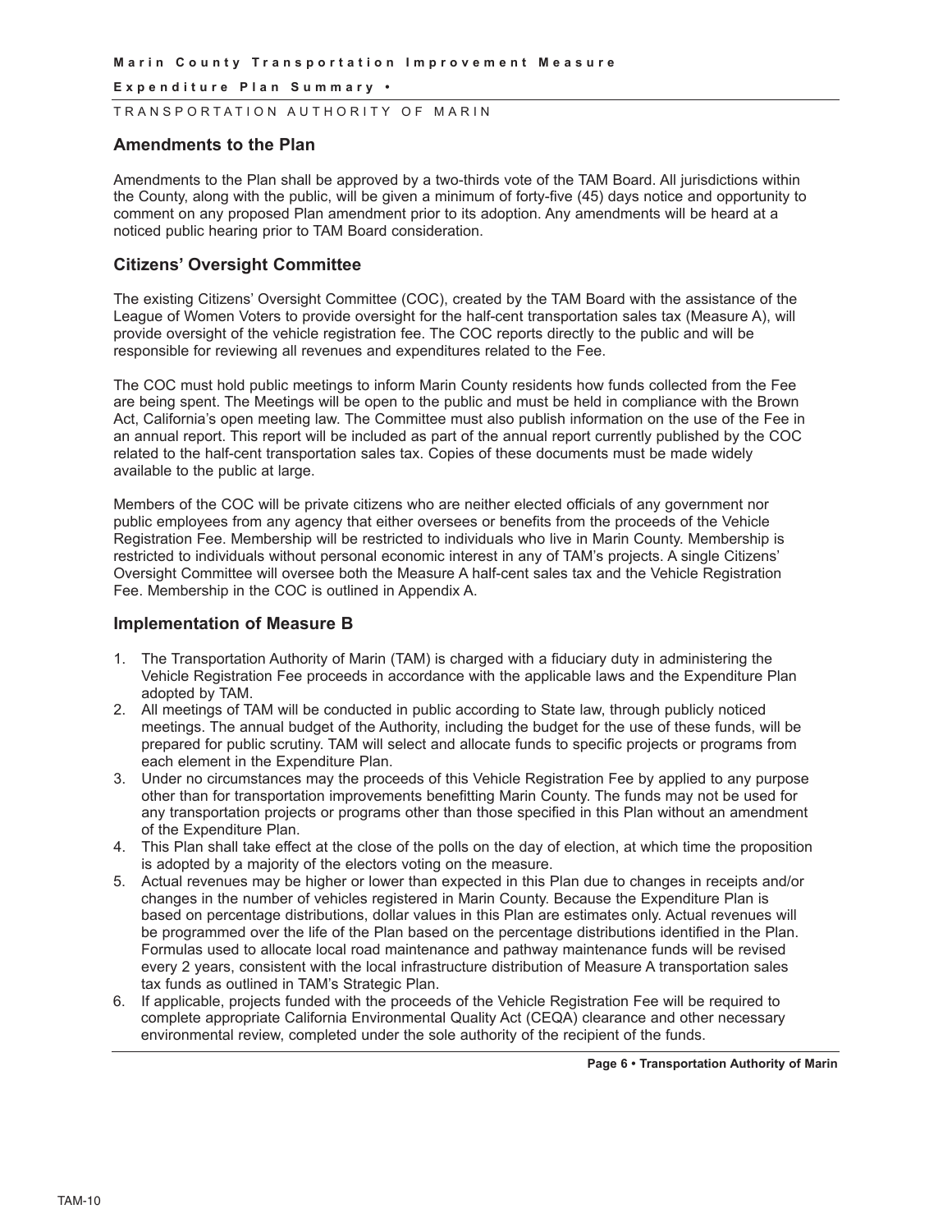## Amendments to the Plan

Amendments to the Plan shall be approved by a two-thirds vote of the TAM Board. All jurisdictions within the County, along with the public, will be given a minimum of forty-five (45) days notice and opportunity to comment on any proposed Plan amendment prior to its adoption. Any amendments will be heard at a noticed public hearing prior to TAM Board consideration.

## Citizens' Oversight Committee

The existing Citizens' Oversight Committee (COC), created by the TAM Board with the assistance of the League of Women Voters to provide oversight for the half-cent transportation sales tax (Measure A), will provide oversight of the vehicle registration fee. The COC reports directly to the public and will be responsible for reviewing all revenues and expenditures related to the Fee.

The COC must hold public meetings to inform Marin County residents how funds collected from the Fee are being spent. The Meetings will be open to the public and must be held in compliance with the Brown Act, California's open meeting law. The Committee must also publish information on the use of the Fee in an annual report. This report will be included as part of the annual report currently published by the COC related to the half-cent transportation sales tax. Copies of these documents must be made widely available to the public at large.

Members of the COC will be private citizens who are neither elected officials of any government nor public employees from any agency that either oversees or benefits from the proceeds of the Vehicle Registration Fee. Membership will be restricted to individuals who live in Marin County. Membership is restricted to individuals without personal economic interest in any of TAM's projects. A single Citizens' Oversight Committee will oversee both the Measure A half-cent sales tax and the Vehicle Registration Fee. Membership in the COC is outlined in Appendix A.

## Implementation of Measure B

1. The Transportation Authority of Marin (TAM) is charged with a fiduciary duty in administering the Vehicle Registration Fee proceeds in accordance with the applicable laws and the Expenditure Plan adopted by TAM.
2. All meetings of TAM will be conducted in public according to State law, through publicly noticed meetings. The annual budget of the Authority, including the budget for the use of these funds, will be prepared for public scrutiny. TAM will select and allocate funds to specific projects or programs from each element in the Expenditure Plan.
3. Under no circumstances may the proceeds of this Vehicle Registration Fee by applied to any purpose other than for transportation improvements benefitting Marin County. The funds may not be used for any transportation projects or programs other than those specified in this Plan without an amendment of the Expenditure Plan.
4. This Plan shall take effect at the close of the polls on the day of election, at which time the proposition is adopted by a majority of the electors voting on the measure.
5. Actual revenues may be higher or lower than expected in this Plan due to changes in receipts and/or changes in the number of vehicles registered in Marin County. Because the Expenditure Plan is based on percentage distributions, dollar values in this Plan are estimates only. Actual revenues will be programmed over the life of the Plan based on the percentage distributions identified in the Plan. Formulas used to allocate local road maintenance and pathway maintenance funds will be revised every 2 years, consistent with the local infrastructure distribution of Measure A transportation sales tax funds as outlined in TAM's Strategic Plan.
6. If applicable, projects funded with the proceeds of the Vehicle Registration Fee will be required to complete appropriate California Environmental Quality Act (CEQA) clearance and other necessary environmental review, completed under the sole authority of the recipient of the funds.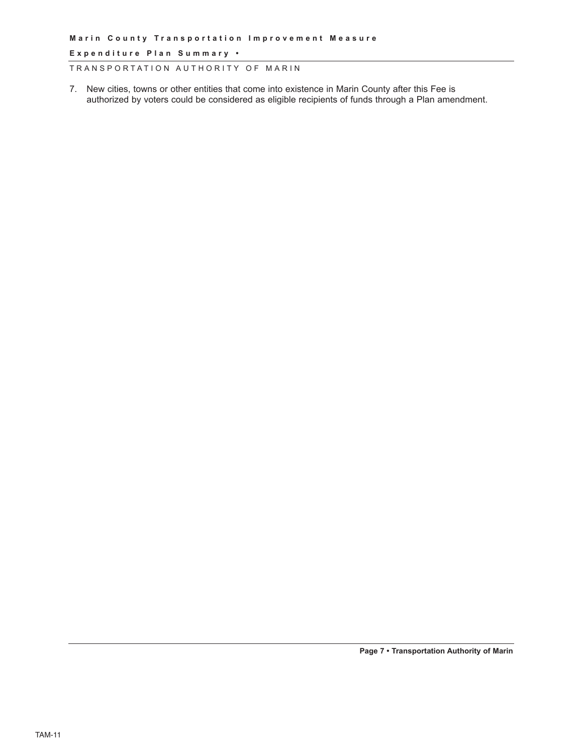7. New cities, towns or other entities that come into existence in Marin County after this Fee is authorized by voters could be considered as eligible recipients of funds through a Plan amendment.